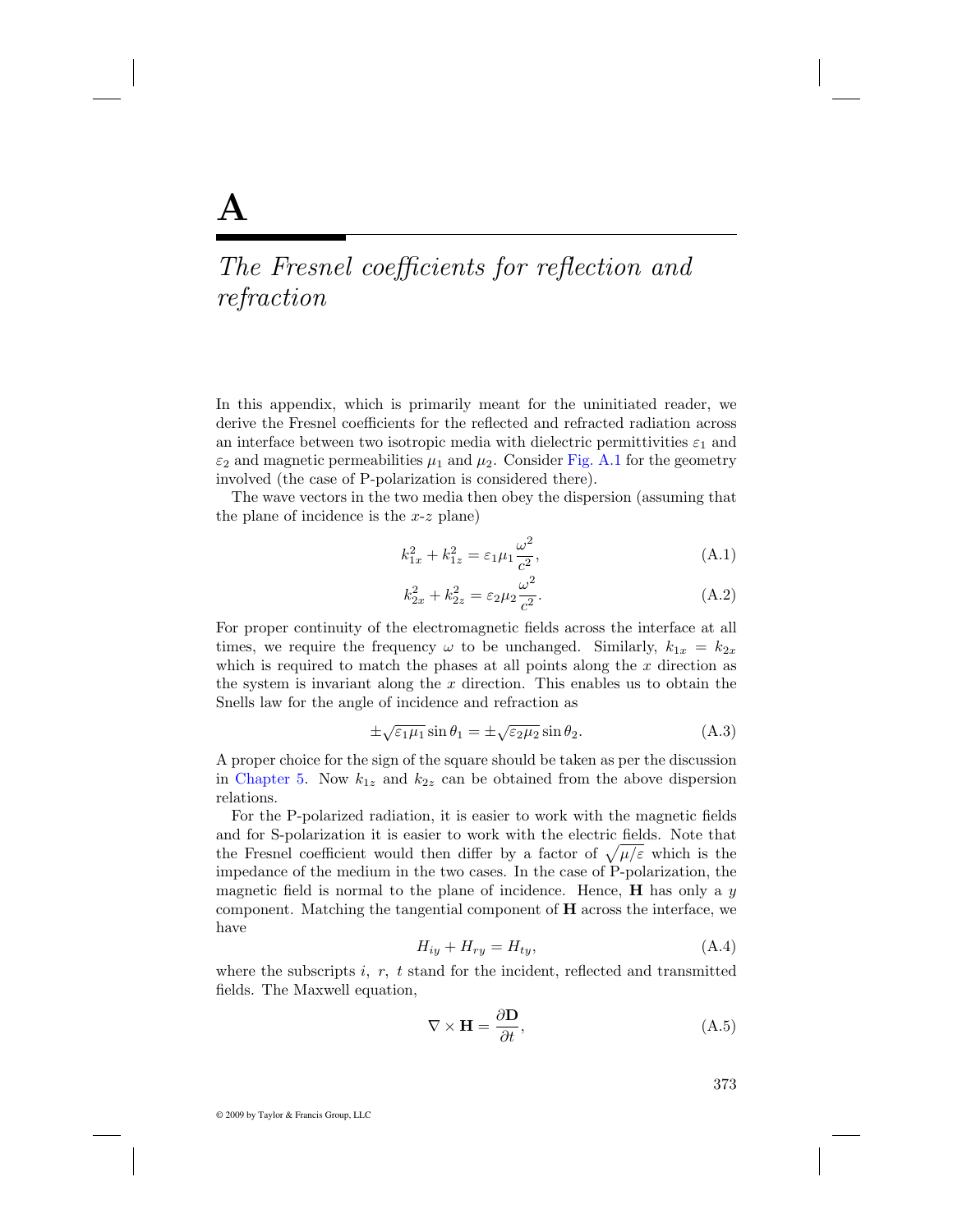# A

## *The Fresnel coefficients for reflection and refraction*

In this appendix, which is primarily meant for the uninitiated reader, we derive the Fresnel coefficients for the reflected and refracted radiation across an interface between two isotropic media with dielectric permittivities $\varepsilon_1$ and $\varepsilon_2$ and magnetic permeabilities $\mu_1$ and $\mu_2$. Consider Fig. A.1 for the geometry involved (the case of P-polarization is considered there).

The wave vectors in the two media then obey the dispersion (assuming that the plane of incidence is the $x$-$z$ plane)

$$k_{1x}^2 + k_{1z}^2 = \varepsilon_1 \mu_1 \frac{\omega^2}{c^2}, \tag{A.1}$$

$$k_{2x}^2 + k_{2z}^2 = \varepsilon_2 \mu_2 \frac{\omega^2}{c^2}. \tag{A.2}$$

For proper continuity of the electromagnetic fields across the interface at all times, we require the frequency $\omega$ to be unchanged. Similarly, $k_{1x} = k_{2x}$ which is required to match the phases at all points along the $x$ direction as the system is invariant along the $x$ direction. This enables us to obtain the Snells law for the angle of incidence and refraction as

$$\pm\sqrt{\varepsilon_1 \mu_1} \sin\theta_1 = \pm\sqrt{\varepsilon_2 \mu_2} \sin\theta_2. \tag{A.3}$$

A proper choice for the sign of the square should be taken as per the discussion in Chapter 5. Now $k_{1z}$ and $k_{2z}$ can be obtained from the above dispersion relations.

For the P-polarized radiation, it is easier to work with the magnetic fields and for S-polarization it is easier to work with the electric fields. Note that the Fresnel coefficient would then differ by a factor of $\sqrt{\mu/\varepsilon}$ which is the impedance of the medium in the two cases. In the case of P-polarization, the magnetic field is normal to the plane of incidence. Hence, $\mathbf{H}$ has only a $y$ component. Matching the tangential component of $\mathbf{H}$ across the interface, we have

$$H_{iy} + H_{ry} = H_{ty}, \tag{A.4}$$

where the subscripts $i$, $r$, $t$ stand for the incident, reflected and transmitted fields. The Maxwell equation,

$$\nabla \times \mathbf{H} = \frac{\partial \mathbf{D}}{\partial t}, \tag{A.5}$$

© 2009 by Taylor & Francis Group, LLC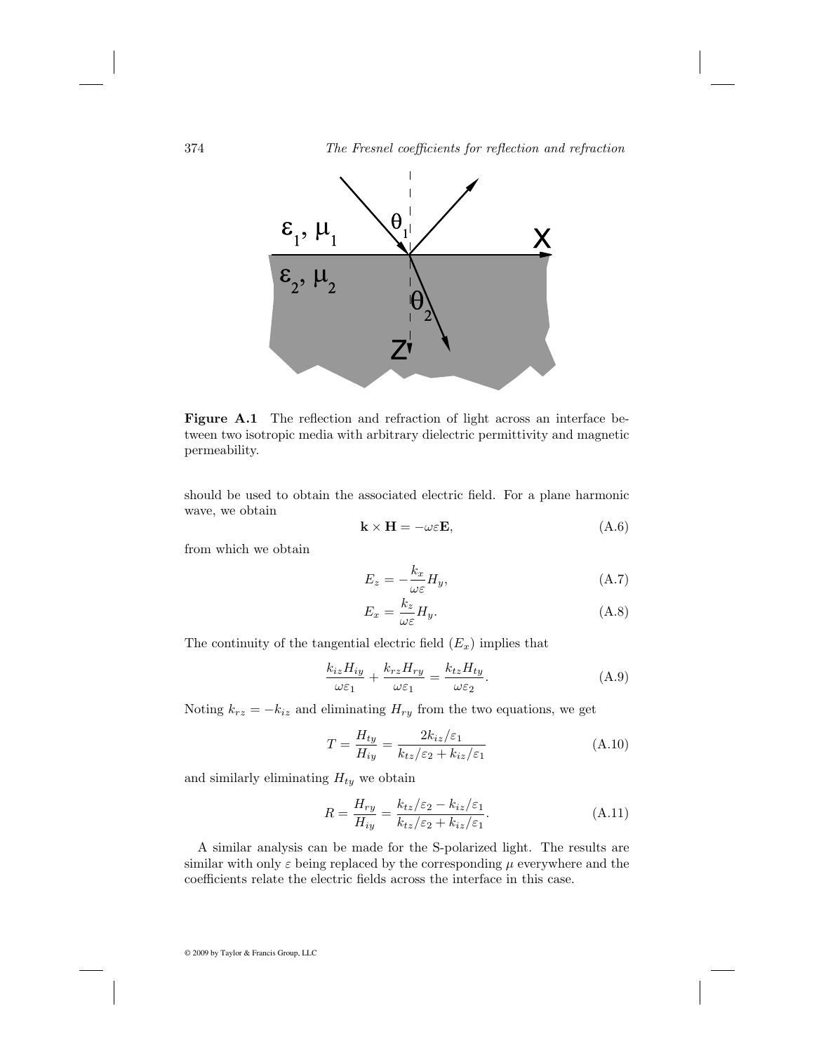Figure A.1 The reflection and refraction of light across an interface between two isotropic media with arbitrary dielectric permittivity and magnetic permeability.

should be used to obtain the associated electric field. For a plane harmonic wave, we obtain

$$\mathbf{k} \times \mathbf{H} = -\omega\varepsilon\mathbf{E}, \tag{A.6}$$

from which we obtain

$$E_z = -\frac{k_x}{\omega\varepsilon} H_y, \tag{A.7}$$

$$E_x = \frac{k_z}{\omega\varepsilon} H_y. \tag{A.8}$$

The continuity of the tangential electric field ($E_x$) implies that

$$\frac{k_{iz} H_{iy}}{\omega\varepsilon_1} + \frac{k_{rz} H_{ry}}{\omega\varepsilon_1} = \frac{k_{tz} H_{ty}}{\omega\varepsilon_2}. \tag{A.9}$$

Noting $k_{rz} = -k_{iz}$ and eliminating $H_{ry}$ from the two equations, we get

$$T = \frac{H_{ty}}{H_{iy}} = \frac{2k_{iz}/\varepsilon_1}{k_{tz}/\varepsilon_2 + k_{iz}/\varepsilon_1} \tag{A.10}$$

and similarly eliminating $H_{ty}$ we obtain

$$R = \frac{H_{ry}}{H_{iy}} = \frac{k_{tz}/\varepsilon_2 - k_{iz}/\varepsilon_1}{k_{tz}/\varepsilon_2 + k_{iz}/\varepsilon_1}. \tag{A.11}$$

A similar analysis can be made for the S-polarized light. The results are similar with only $\varepsilon$ being replaced by the corresponding $\mu$ everywhere and the coefficients relate the electric fields across the interface in this case.